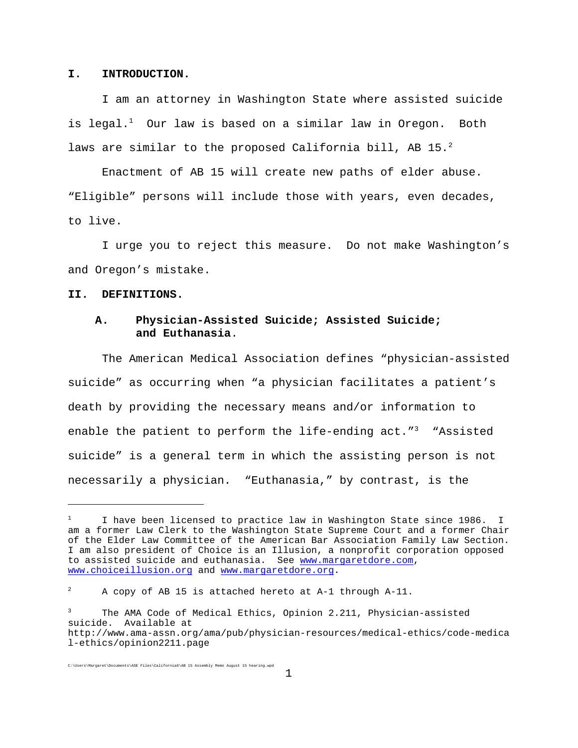## I. INTRODUCTION.

I am an attorney in Washington State where assisted suicide is legal.[1] Our law is based on a similar law in Oregon. Both laws are similar to the proposed California bill, AB 15.[2]

Enactment of AB 15 will create new paths of elder abuse. "Eligible" persons will include those with years, even decades, to live.

I urge you to reject this measure. Do not make Washington's and Oregon's mistake.

## II. DEFINITIONS.

### A. Physician-Assisted Suicide; Assisted Suicide; and Euthanasia.

The American Medical Association defines "physician-assisted suicide" as occurring when "a physician facilitates a patient's death by providing the necessary means and/or information to enable the patient to perform the life-ending act."[3] "Assisted suicide" is a general term in which the assisting person is not necessarily a physician. "Euthanasia," by contrast, is the

---

[1] I have been licensed to practice law in Washington State since 1986. I am a former Law Clerk to the Washington State Supreme Court and a former Chair of the Elder Law Committee of the American Bar Association Family Law Section. I am also president of Choice is an Illusion, a nonprofit corporation opposed to assisted suicide and euthanasia. See www.margaretdore.com, www.choiceillusion.org and www.margaretdore.org.

[2] A copy of AB 15 is attached hereto at A-1 through A-11.

[3] The AMA Code of Medical Ethics, Opinion 2.211, Physician-assisted suicide. Available at http://www.ama-assn.org/ama/pub/physician-resources/medical-ethics/code-medical-ethics/opinion2211.page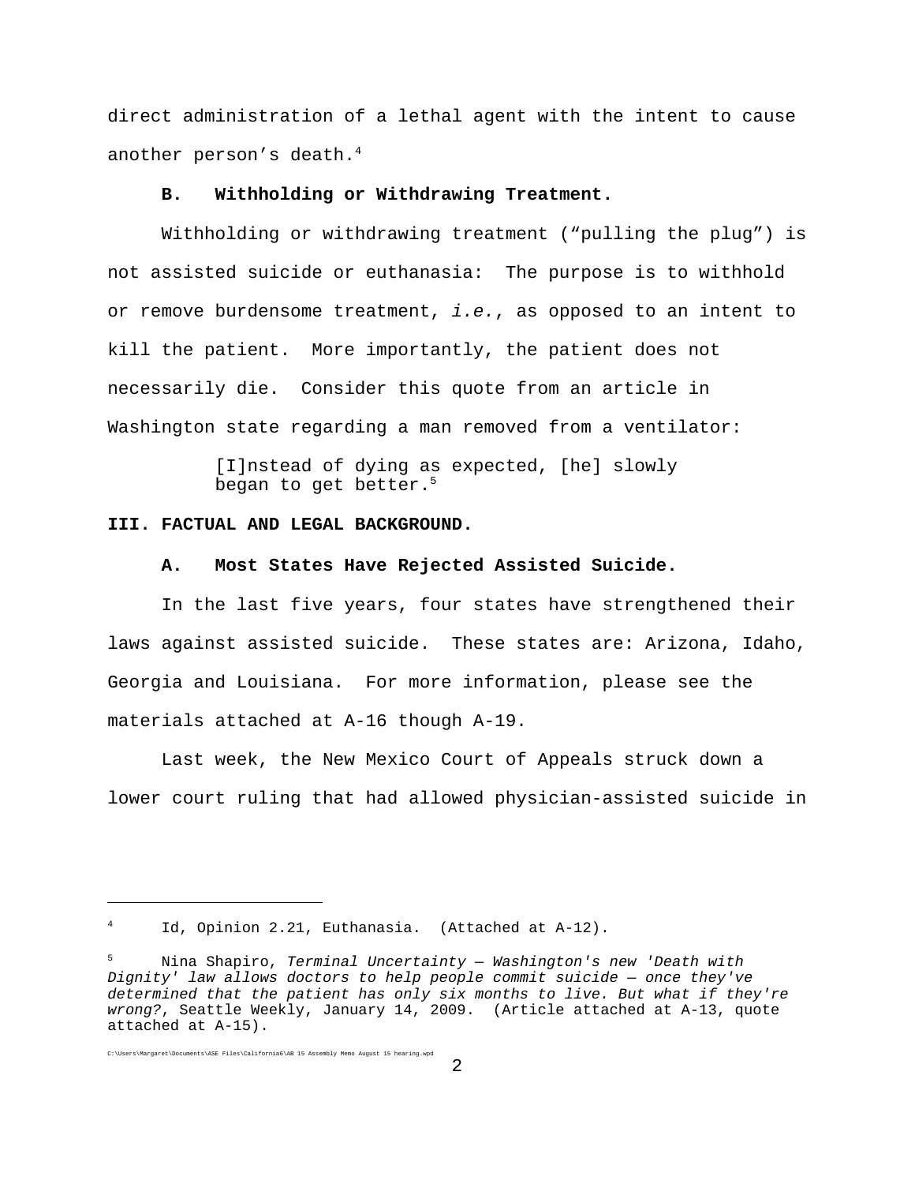direct administration of a lethal agent with the intent to cause another person's death.[4]

### B. Withholding or Withdrawing Treatment.

Withholding or withdrawing treatment ("pulling the plug") is not assisted suicide or euthanasia: The purpose is to withhold or remove burdensome treatment, *i.e.*, as opposed to an intent to kill the patient. More importantly, the patient does not necessarily die. Consider this quote from an article in Washington state regarding a man removed from a ventilator:

> [I]nstead of dying as expected, [he] slowly began to get better.[5]

## III. FACTUAL AND LEGAL BACKGROUND.

### A. Most States Have Rejected Assisted Suicide.

In the last five years, four states have strengthened their laws against assisted suicide. These states are: Arizona, Idaho, Georgia and Louisiana. For more information, please see the materials attached at A-16 though A-19.

Last week, the New Mexico Court of Appeals struck down a lower court ruling that had allowed physician-assisted suicide in

---

[4] Id, Opinion 2.21, Euthanasia. (Attached at A-12).

[5] Nina Shapiro, *Terminal Uncertainty — Washington's new 'Death with Dignity' law allows doctors to help people commit suicide — once they've determined that the patient has only six months to live. But what if they're wrong?*, Seattle Weekly, January 14, 2009. (Article attached at A-13, quote attached at A-15).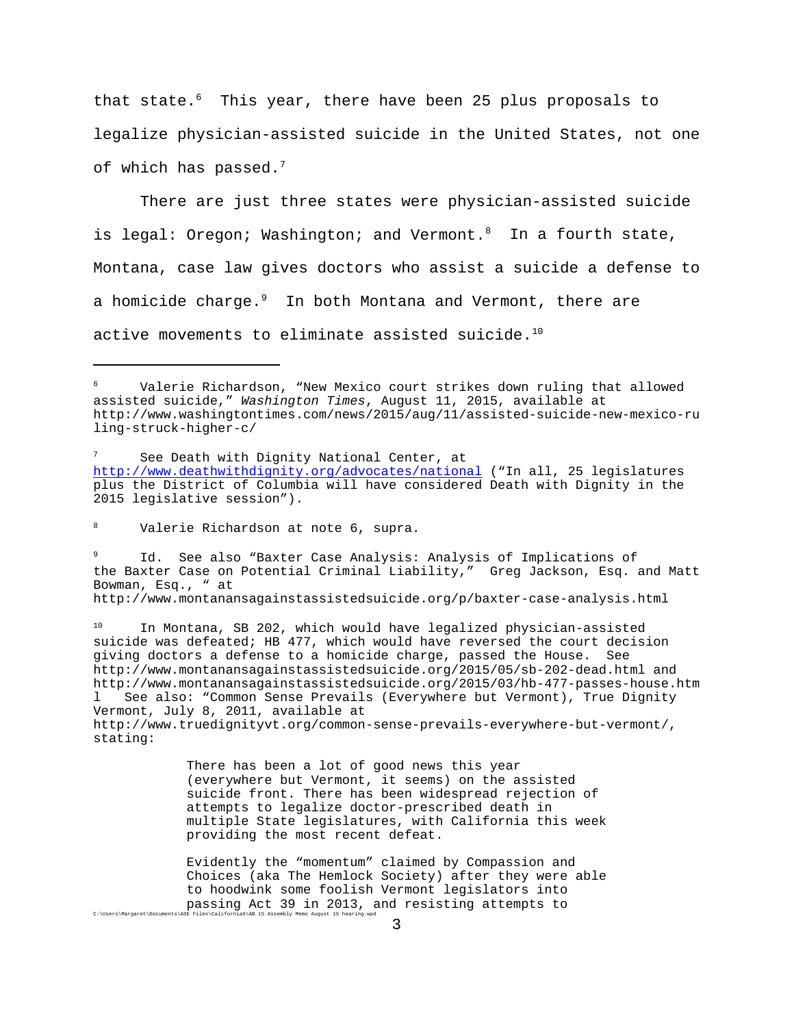that state.[6] This year, there have been 25 plus proposals to legalize physician-assisted suicide in the United States, not one of which has passed.[7]

There are just three states were physician-assisted suicide is legal: Oregon; Washington; and Vermont.[8] In a fourth state, Montana, case law gives doctors who assist a suicide a defense to a homicide charge.[9] In both Montana and Vermont, there are active movements to eliminate assisted suicide.[10]

---

[6] Valerie Richardson, "New Mexico court strikes down ruling that allowed assisted suicide," *Washington Times*, August 11, 2015, available at http://www.washingtontimes.com/news/2015/aug/11/assisted-suicide-new-mexico-ruling-struck-higher-c/

[7] See Death with Dignity National Center, at http://www.deathwithdignity.org/advocates/national ("In all, 25 legislatures plus the District of Columbia will have considered Death with Dignity in the 2015 legislative session").

[8] Valerie Richardson at note 6, supra.

[9] Id. See also "Baxter Case Analysis: Analysis of Implications of the Baxter Case on Potential Criminal Liability," Greg Jackson, Esq. and Matt Bowman, Esq., " at http://www.montanansagainstassistedsuicide.org/p/baxter-case-analysis.html

[10] In Montana, SB 202, which would have legalized physician-assisted suicide was defeated; HB 477, which would have reversed the court decision giving doctors a defense to a homicide charge, passed the House. See http://www.montanansagainstassistedsuicide.org/2015/05/sb-202-dead.html and http://www.montanansagainstassistedsuicide.org/2015/03/hb-477-passes-house.html See also: "Common Sense Prevails (Everywhere but Vermont), True Dignity Vermont, July 8, 2011, available at http://www.truedignityvt.org/common-sense-prevails-everywhere-but-vermont/, stating:

> There has been a lot of good news this year (everywhere but Vermont, it seems) on the assisted suicide front. There has been widespread rejection of attempts to legalize doctor-prescribed death in multiple State legislatures, with California this week providing the most recent defeat.
>
> Evidently the "momentum" claimed by Compassion and Choices (aka The Hemlock Society) after they were able to hoodwink some foolish Vermont legislators into passing Act 39 in 2013, and resisting attempts to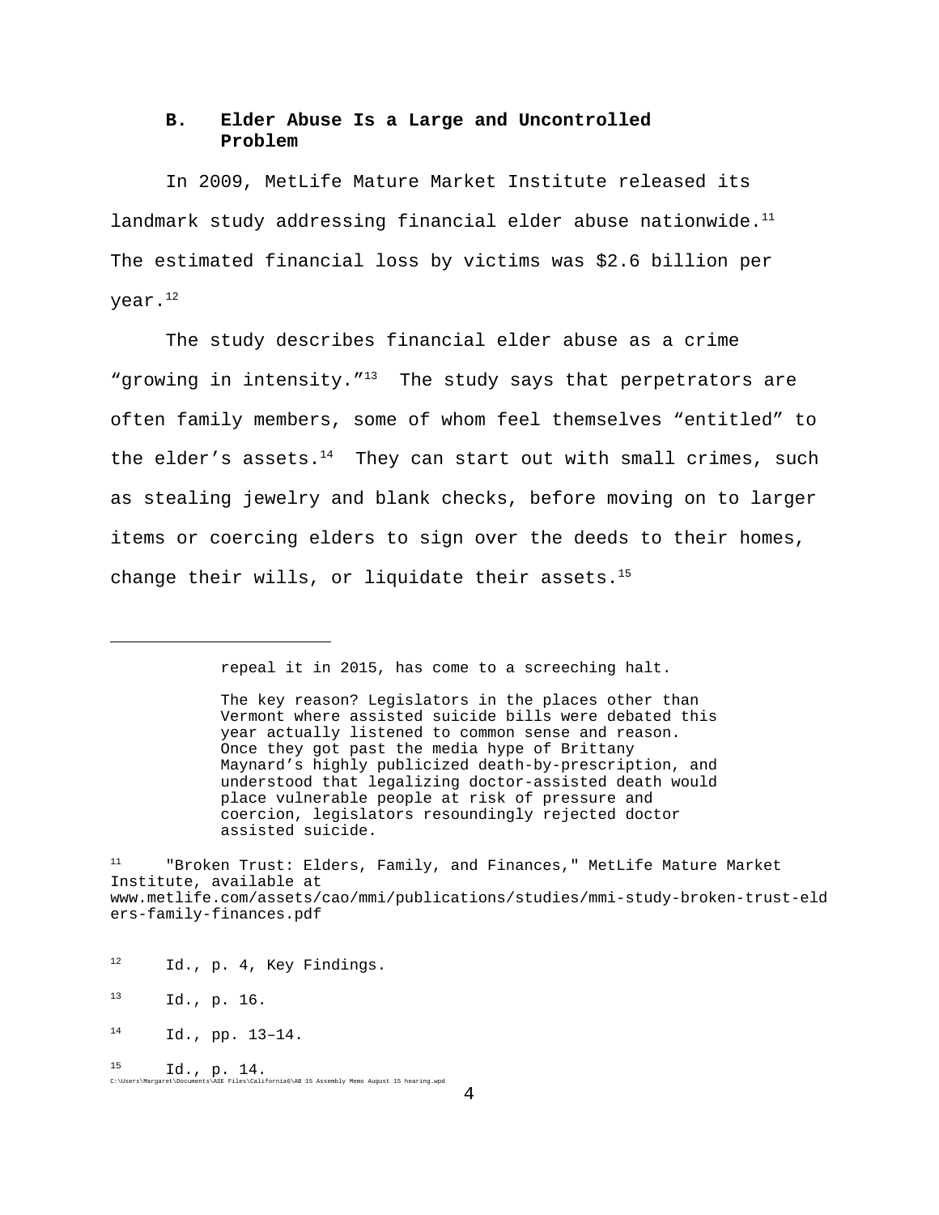### B. Elder Abuse Is a Large and Uncontrolled Problem

In 2009, MetLife Mature Market Institute released its landmark study addressing financial elder abuse nationwide.[11] The estimated financial loss by victims was $2.6 billion per year.[12]

The study describes financial elder abuse as a crime "growing in intensity."[13] The study says that perpetrators are often family members, some of whom feel themselves "entitled" to the elder's assets.[14] They can start out with small crimes, such as stealing jewelry and blank checks, before moving on to larger items or coercing elders to sign over the deeds to their homes, change their wills, or liquidate their assets.[15]

---

> repeal it in 2015, has come to a screeching halt.
>
> The key reason? Legislators in the places other than Vermont where assisted suicide bills were debated this year actually listened to common sense and reason. Once they got past the media hype of Brittany Maynard's highly publicized death-by-prescription, and understood that legalizing doctor-assisted death would place vulnerable people at risk of pressure and coercion, legislators resoundingly rejected doctor assisted suicide.

[11] "Broken Trust: Elders, Family, and Finances," MetLife Mature Market Institute, available at www.metlife.com/assets/cao/mmi/publications/studies/mmi-study-broken-trust-elders-family-finances.pdf

[12] Id., p. 4, Key Findings.

[13] Id., p. 16.

[14] Id., pp. 13–14.

[15] Id., p. 14.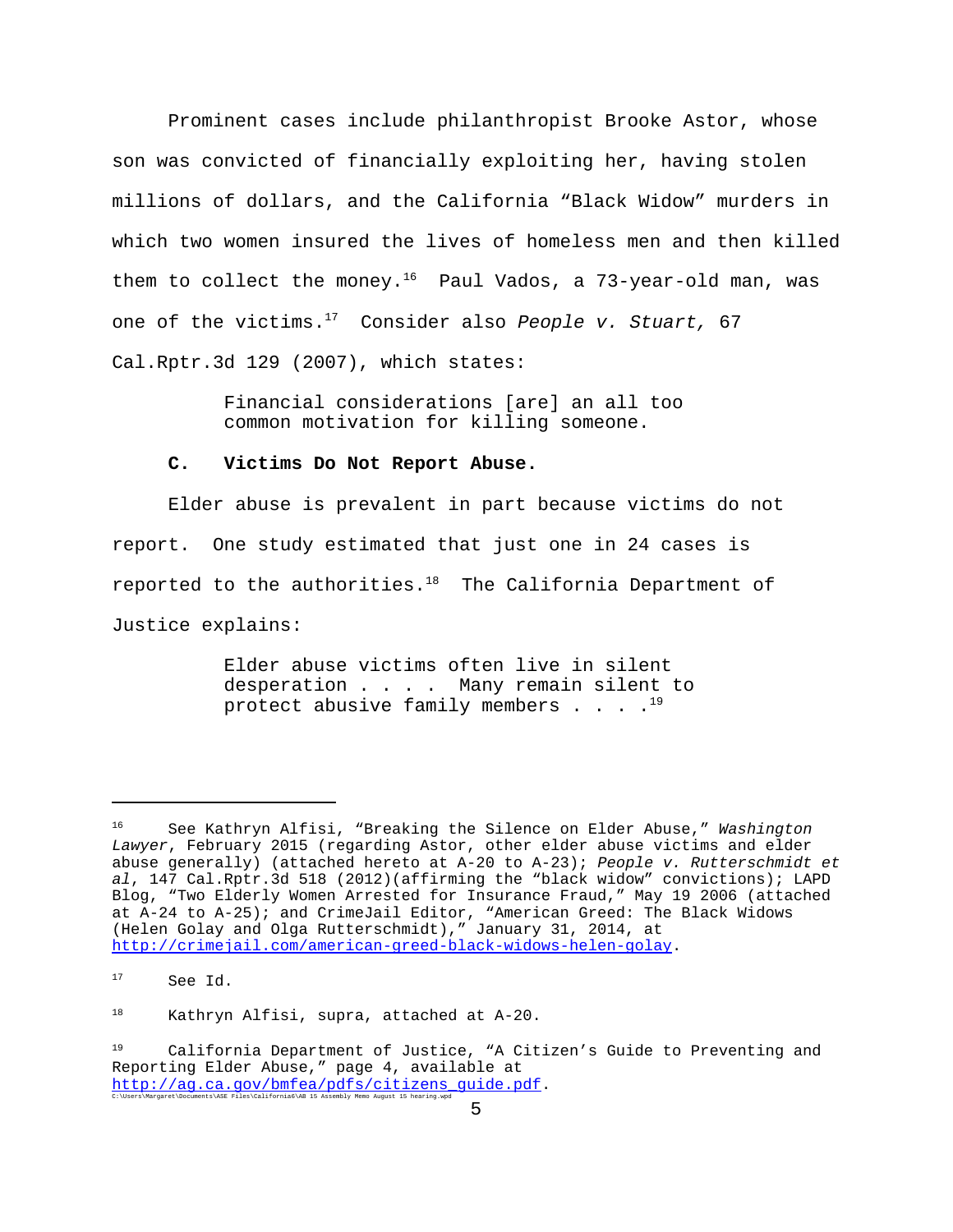Prominent cases include philanthropist Brooke Astor, whose son was convicted of financially exploiting her, having stolen millions of dollars, and the California "Black Widow" murders in which two women insured the lives of homeless men and then killed them to collect the money.[16] Paul Vados, a 73-year-old man, was one of the victims.[17] Consider also *People v. Stuart,* 67 Cal.Rptr.3d 129 (2007), which states:

> Financial considerations [are] an all too common motivation for killing someone.

**C. Victims Do Not Report Abuse.**

Elder abuse is prevalent in part because victims do not report. One study estimated that just one in 24 cases is reported to the authorities.[18] The California Department of Justice explains:

> Elder abuse victims often live in silent desperation . . . . Many remain silent to protect abusive family members . . . .[19]

---

[16] See Kathryn Alfisi, "Breaking the Silence on Elder Abuse," *Washington Lawyer*, February 2015 (regarding Astor, other elder abuse victims and elder abuse generally) (attached hereto at A-20 to A-23); *People v. Rutterschmidt et al*, 147 Cal.Rptr.3d 518 (2012)(affirming the "black widow" convictions); LAPD Blog, "Two Elderly Women Arrested for Insurance Fraud," May 19 2006 (attached at A-24 to A-25); and CrimeJail Editor, "American Greed: The Black Widows (Helen Golay and Olga Rutterschmidt)," January 31, 2014, at http://crimejail.com/american-greed-black-widows-helen-golay.

[17] See Id.

[18] Kathryn Alfisi, supra, attached at A-20.

[19] California Department of Justice, "A Citizen's Guide to Preventing and Reporting Elder Abuse," page 4, available at http://ag.ca.gov/bmfea/pdfs/citizens_guide.pdf.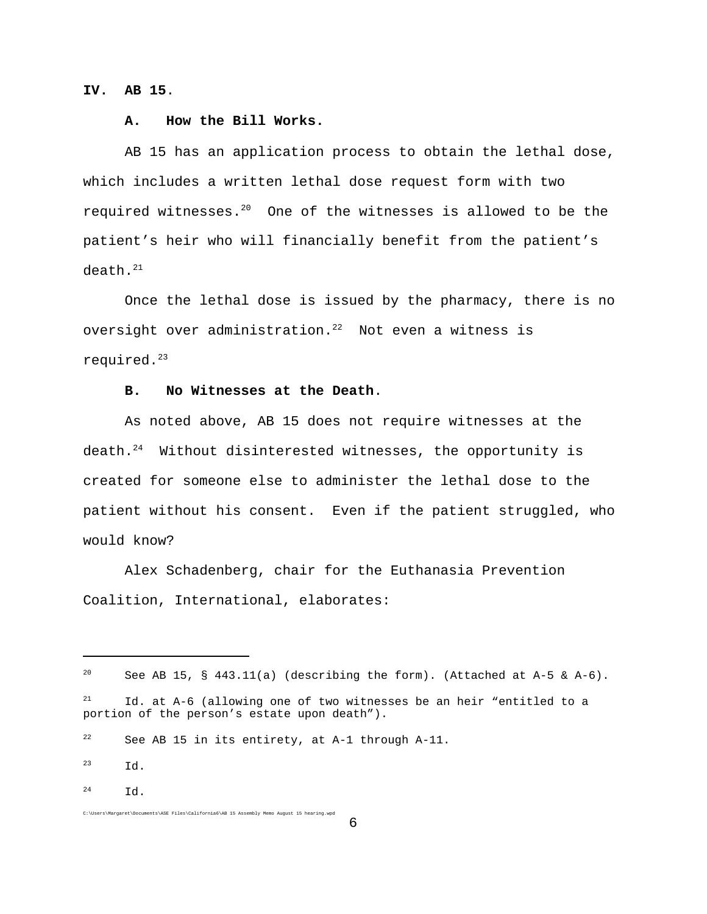## IV. AB 15.

### A. How the Bill Works.

AB 15 has an application process to obtain the lethal dose, which includes a written lethal dose request form with two required witnesses.[20] One of the witnesses is allowed to be the patient's heir who will financially benefit from the patient's death.[21]

Once the lethal dose is issued by the pharmacy, there is no oversight over administration.[22] Not even a witness is required.[23]

### B. No Witnesses at the Death.

As noted above, AB 15 does not require witnesses at the death.[24] Without disinterested witnesses, the opportunity is created for someone else to administer the lethal dose to the patient without his consent. Even if the patient struggled, who would know?

Alex Schadenberg, chair for the Euthanasia Prevention Coalition, International, elaborates:

---

[20] See AB 15, § 443.11(a) (describing the form). (Attached at A-5 & A-6).

[21] Id. at A-6 (allowing one of two witnesses be an heir "entitled to a portion of the person's estate upon death").

[22] See AB 15 in its entirety, at A-1 through A-11.

[23] Id.

[24] Id.

C:\Users\Margaret\Documents\ASE Files\California6\AB 15 Assembly Memo August 15 hearing.wpd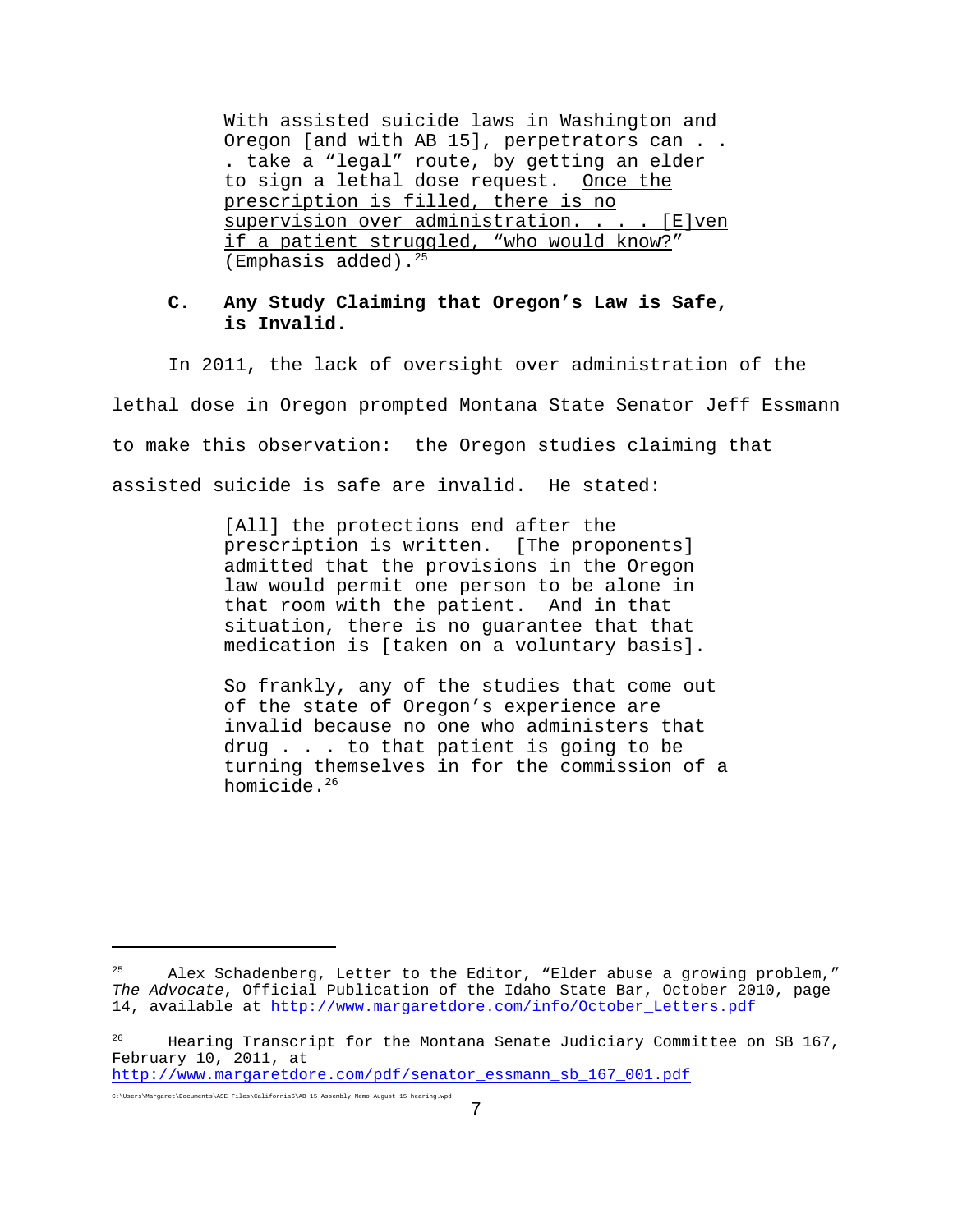> With assisted suicide laws in Washington and Oregon [and with AB 15], perpetrators can . . . take a "legal" route, by getting an elder to sign a lethal dose request. <u>Once the prescription is filled, there is no supervision over administration. . . . [E]ven if a patient struggled, "who would know?"</u> (Emphasis added).[25]

### C. Any Study Claiming that Oregon's Law is Safe, is Invalid.

In 2011, the lack of oversight over administration of the lethal dose in Oregon prompted Montana State Senator Jeff Essmann to make this observation: the Oregon studies claiming that assisted suicide is safe are invalid. He stated:

> [All] the protections end after the prescription is written. [The proponents] admitted that the provisions in the Oregon law would permit one person to be alone in that room with the patient. And in that situation, there is no guarantee that that medication is [taken on a voluntary basis].
>
> So frankly, any of the studies that come out of the state of Oregon's experience are invalid because no one who administers that drug . . . to that patient is going to be turning themselves in for the commission of a homicide.[26]

---

[25] Alex Schadenberg, Letter to the Editor, "Elder abuse a growing problem," *The Advocate*, Official Publication of the Idaho State Bar, October 2010, page 14, available at http://www.margaretdore.com/info/October_Letters.pdf

[26] Hearing Transcript for the Montana Senate Judiciary Committee on SB 167, February 10, 2011, at http://www.margaretdore.com/pdf/senator_essmann_sb_167_001.pdf

C:\Users\Margaret\Documents\ASE Files\California6\AB 15 Assembly Memo August 15 hearing.wpd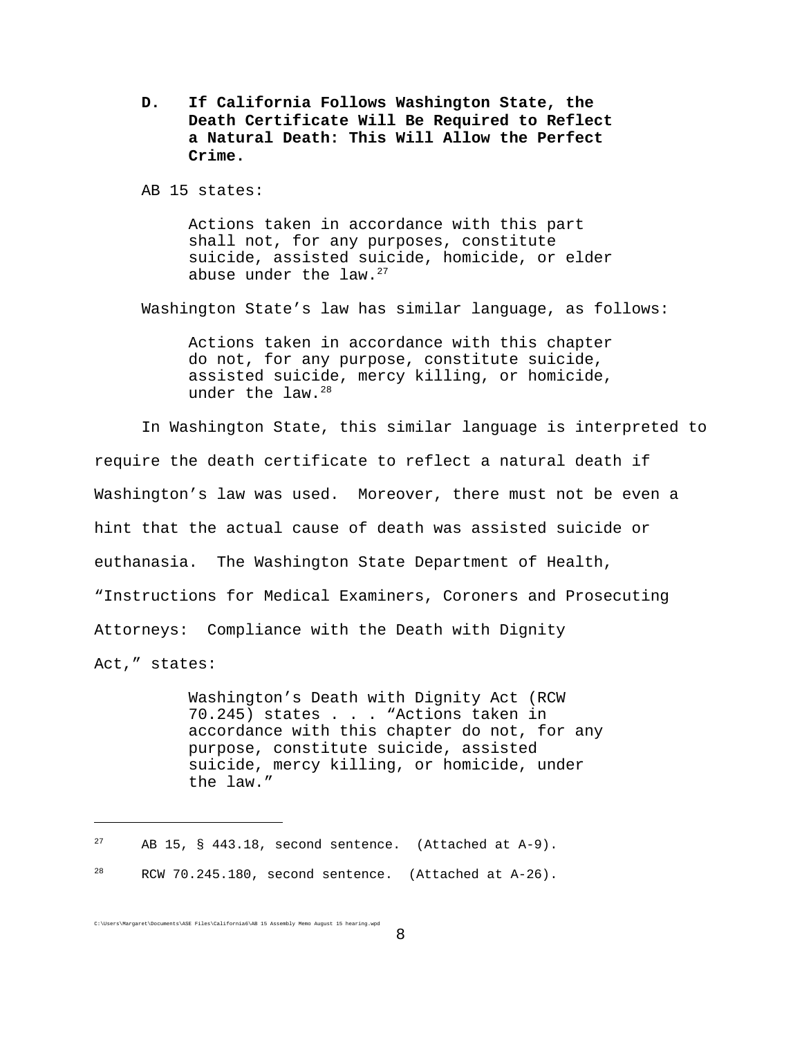### D. If California Follows Washington State, the Death Certificate Will Be Required to Reflect a Natural Death: This Will Allow the Perfect Crime.

AB 15 states:

> Actions taken in accordance with this part shall not, for any purposes, constitute suicide, assisted suicide, homicide, or elder abuse under the law.[27]

Washington State's law has similar language, as follows:

> Actions taken in accordance with this chapter do not, for any purpose, constitute suicide, assisted suicide, mercy killing, or homicide, under the law.[28]

In Washington State, this similar language is interpreted to require the death certificate to reflect a natural death if Washington's law was used. Moreover, there must not be even a hint that the actual cause of death was assisted suicide or euthanasia. The Washington State Department of Health, "Instructions for Medical Examiners, Coroners and Prosecuting Attorneys: Compliance with the Death with Dignity Act," states:

> Washington's Death with Dignity Act (RCW 70.245) states . . . "Actions taken in accordance with this chapter do not, for any purpose, constitute suicide, assisted suicide, mercy killing, or homicide, under the law."

---

[27] AB 15, § 443.18, second sentence. (Attached at A-9).

[28] RCW 70.245.180, second sentence. (Attached at A-26).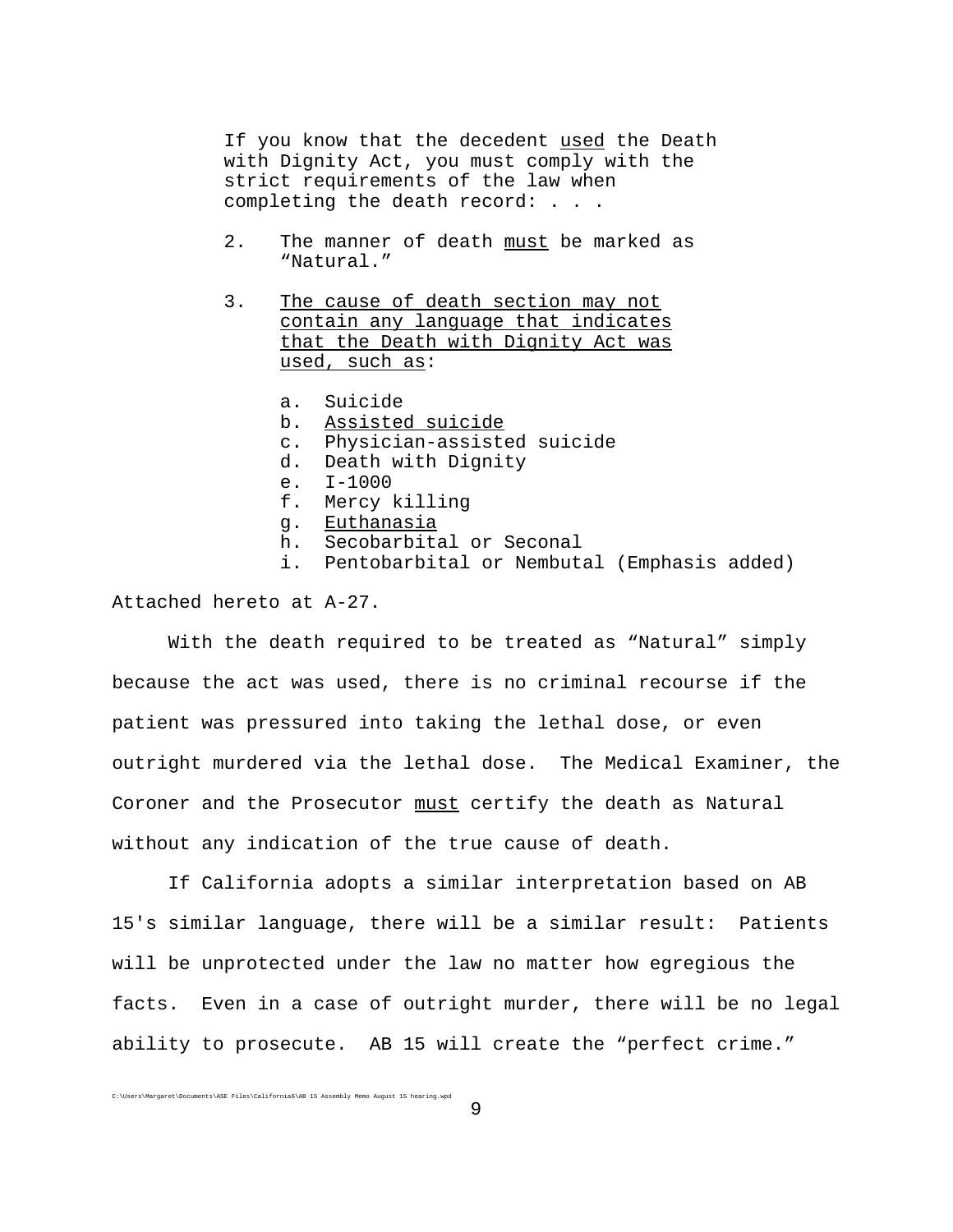> If you know that the decedent <u>used</u> the Death with Dignity Act, you must comply with the strict requirements of the law when completing the death record: . . .
>
> 2. The manner of death <u>must</u> be marked as "Natural."
>
> 3. <u>The cause of death section may not contain any language that indicates that the Death with Dignity Act was used, such as</u>:
>
>    a. Suicide
>    b. <u>Assisted suicide</u>
>    c. Physician-assisted suicide
>    d. Death with Dignity
>    e. I-1000
>    f. Mercy killing
>    g. <u>Euthanasia</u>
>    h. Secobarbital or Seconal
>    i. Pentobarbital or Nembutal (Emphasis added)

Attached hereto at A-27.

With the death required to be treated as "Natural" simply because the act was used, there is no criminal recourse if the patient was pressured into taking the lethal dose, or even outright murdered via the lethal dose. The Medical Examiner, the Coroner and the Prosecutor <u>must</u> certify the death as Natural without any indication of the true cause of death.

If California adopts a similar interpretation based on AB 15's similar language, there will be a similar result: Patients will be unprotected under the law no matter how egregious the facts. Even in a case of outright murder, there will be no legal ability to prosecute. AB 15 will create the "perfect crime."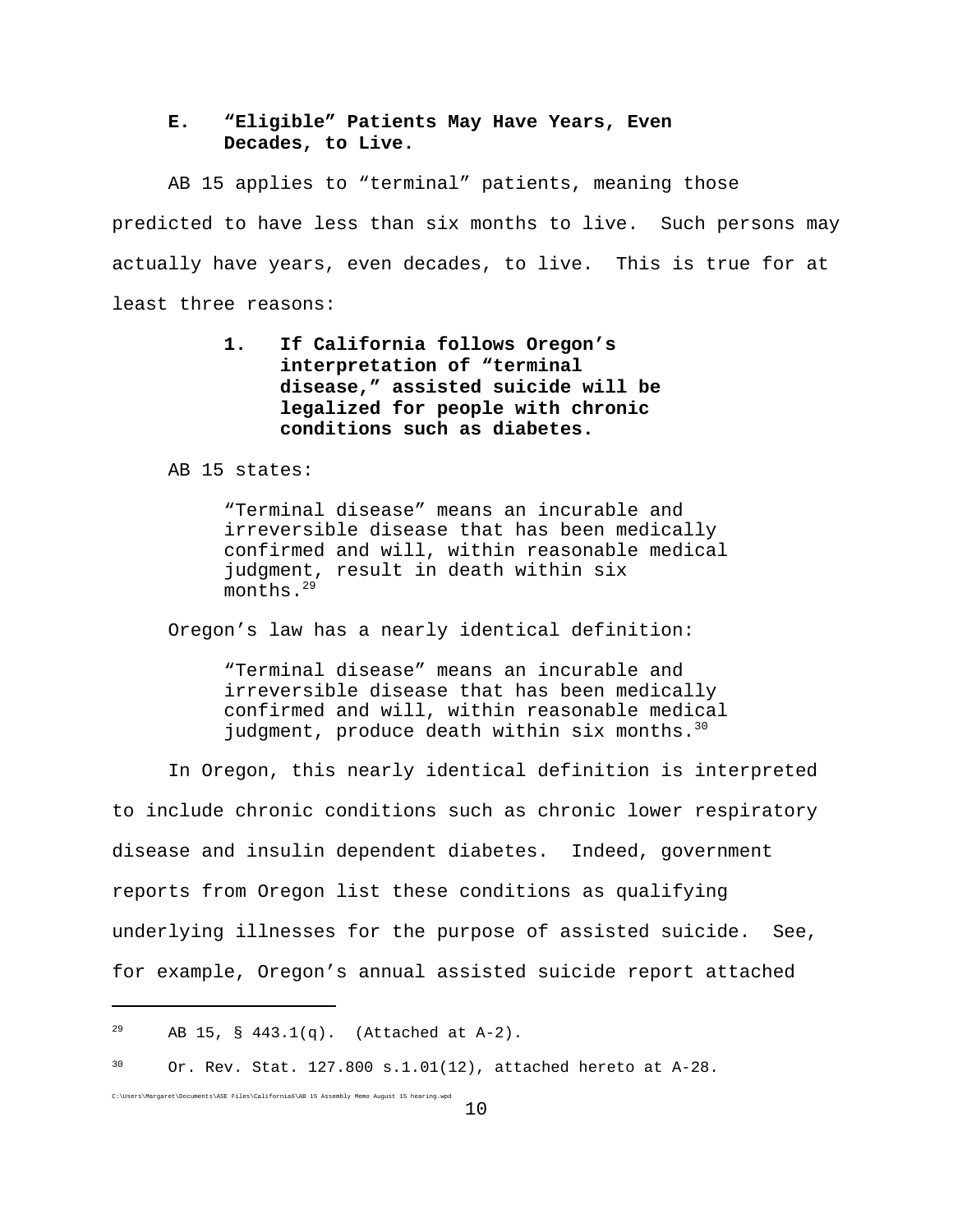### E. "Eligible" Patients May Have Years, Even Decades, to Live.

AB 15 applies to "terminal" patients, meaning those predicted to have less than six months to live. Such persons may actually have years, even decades, to live. This is true for at least three reasons:

#### 1. If California follows Oregon's interpretation of "terminal disease," assisted suicide will be legalized for people with chronic conditions such as diabetes.

AB 15 states:

> "Terminal disease" means an incurable and irreversible disease that has been medically confirmed and will, within reasonable medical judgment, result in death within six months.[29]

Oregon's law has a nearly identical definition:

> "Terminal disease" means an incurable and irreversible disease that has been medically confirmed and will, within reasonable medical judgment, produce death within six months.[30]

In Oregon, this nearly identical definition is interpreted to include chronic conditions such as chronic lower respiratory disease and insulin dependent diabetes. Indeed, government reports from Oregon list these conditions as qualifying underlying illnesses for the purpose of assisted suicide. See, for example, Oregon's annual assisted suicide report attached

---

[29] AB 15, § 443.1(q). (Attached at A-2).

[30] Or. Rev. Stat. 127.800 s.1.01(12), attached hereto at A-28.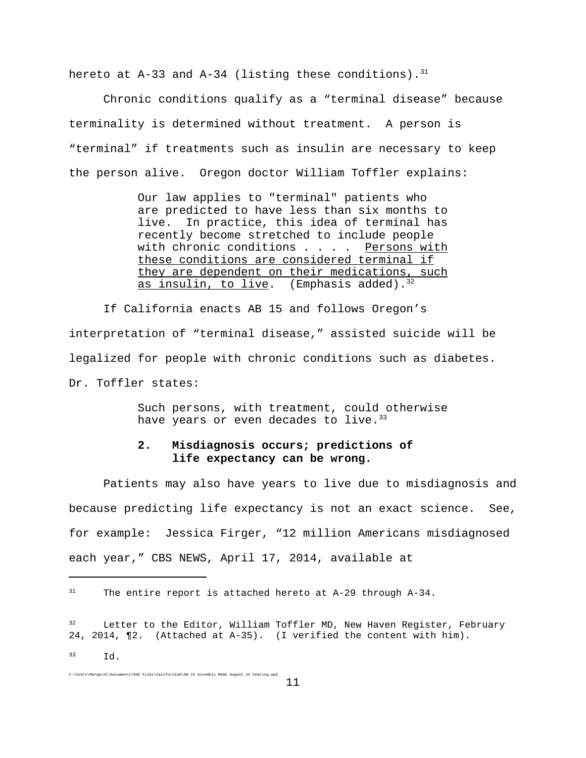hereto at A-33 and A-34 (listing these conditions).[31]

Chronic conditions qualify as a "terminal disease" because terminality is determined without treatment. A person is "terminal" if treatments such as insulin are necessary to keep the person alive. Oregon doctor William Toffler explains:

> Our law applies to "terminal" patients who are predicted to have less than six months to live. In practice, this idea of terminal has recently become stretched to include people with chronic conditions . . . . <u>Persons with these conditions are considered terminal if they are dependent on their medications, such as insulin, to live</u>. (Emphasis added).[32]

If California enacts AB 15 and follows Oregon's interpretation of "terminal disease," assisted suicide will be legalized for people with chronic conditions such as diabetes. Dr. Toffler states:

> Such persons, with treatment, could otherwise have years or even decades to live.[33]

**2. Misdiagnosis occurs; predictions of life expectancy can be wrong.**

Patients may also have years to live due to misdiagnosis and because predicting life expectancy is not an exact science. See, for example: Jessica Firger, "12 million Americans misdiagnosed each year," CBS NEWS, April 17, 2014, available at

---

[31] The entire report is attached hereto at A-29 through A-34.

[32] Letter to the Editor, William Toffler MD, New Haven Register, February 24, 2014, ¶2. (Attached at A-35). (I verified the content with him).

[33] Id.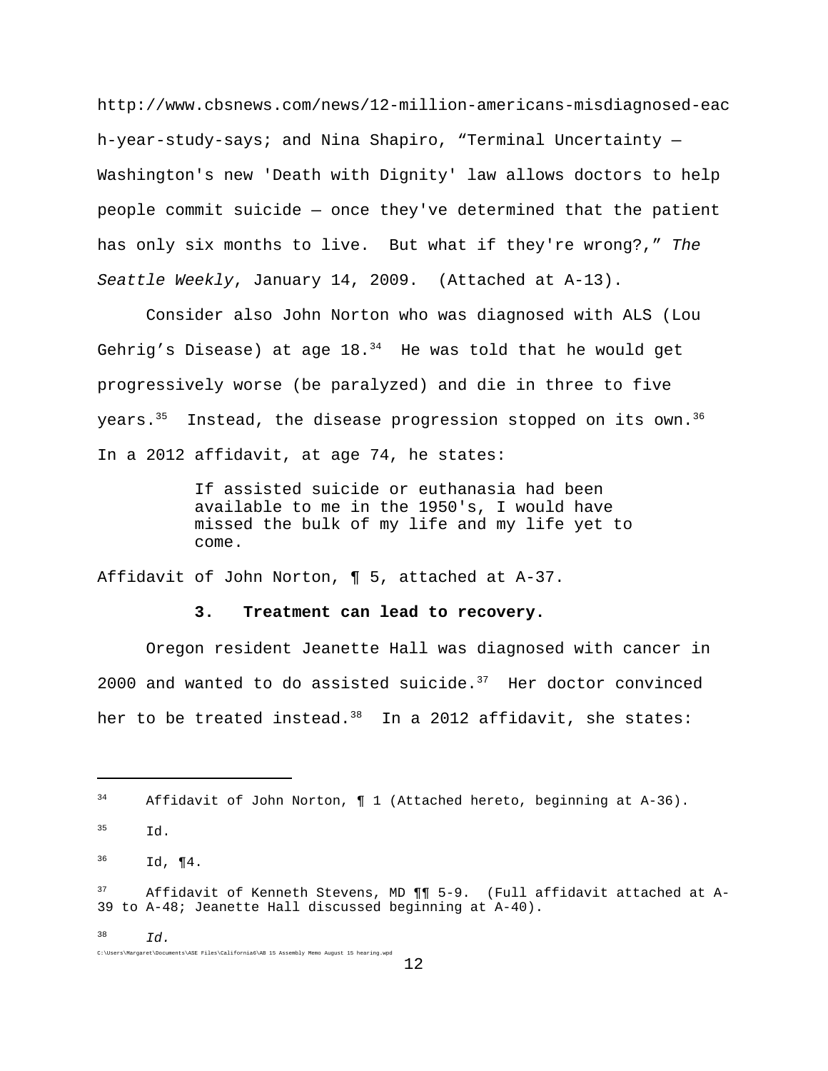http://www.cbsnews.com/news/12-million-americans-misdiagnosed-each-year-study-says; and Nina Shapiro, "Terminal Uncertainty — Washington's new 'Death with Dignity' law allows doctors to help people commit suicide — once they've determined that the patient has only six months to live. But what if they're wrong?," *The Seattle Weekly*, January 14, 2009. (Attached at A-13).

Consider also John Norton who was diagnosed with ALS (Lou Gehrig's Disease) at age 18.[34] He was told that he would get progressively worse (be paralyzed) and die in three to five years.[35] Instead, the disease progression stopped on its own.[36] In a 2012 affidavit, at age 74, he states:

> If assisted suicide or euthanasia had been available to me in the 1950's, I would have missed the bulk of my life and my life yet to come.

Affidavit of John Norton, ¶ 5, attached at A-37.

### 3. Treatment can lead to recovery.

Oregon resident Jeanette Hall was diagnosed with cancer in 2000 and wanted to do assisted suicide.[37] Her doctor convinced her to be treated instead.[38] In a 2012 affidavit, she states:

---

[34] Affidavit of John Norton, ¶ 1 (Attached hereto, beginning at A-36).

[35] Id.

[36] Id, ¶4.

[37] Affidavit of Kenneth Stevens, MD ¶¶ 5-9. (Full affidavit attached at A-39 to A-48; Jeanette Hall discussed beginning at A-40).

[38] *Id.*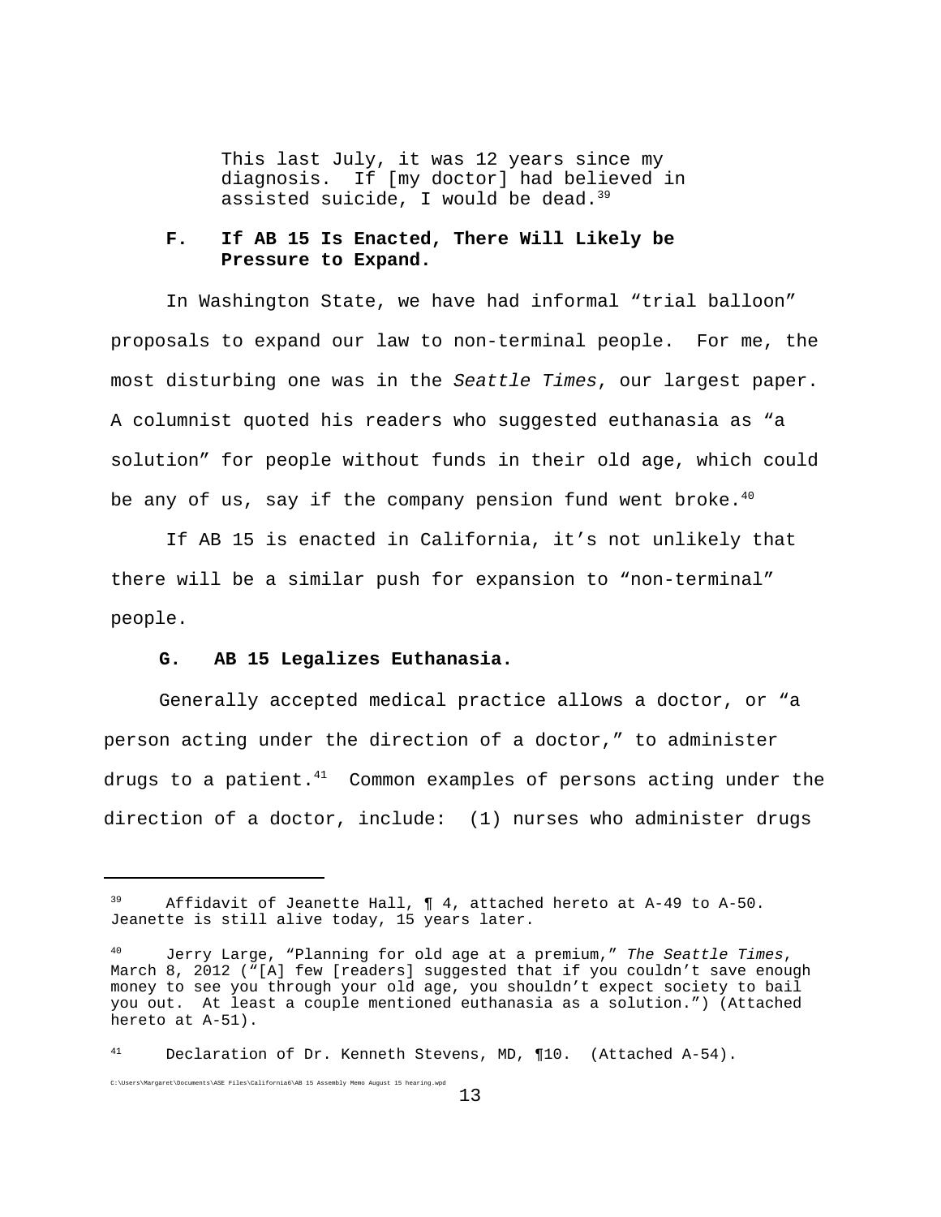> This last July, it was 12 years since my diagnosis. If [my doctor] had believed in assisted suicide, I would be dead.[39]

**F. If AB 15 Is Enacted, There Will Likely be Pressure to Expand.**

In Washington State, we have had informal "trial balloon" proposals to expand our law to non-terminal people. For me, the most disturbing one was in the *Seattle Times*, our largest paper. A columnist quoted his readers who suggested euthanasia as "a solution" for people without funds in their old age, which could be any of us, say if the company pension fund went broke.[40]

If AB 15 is enacted in California, it's not unlikely that there will be a similar push for expansion to "non-terminal" people.

**G. AB 15 Legalizes Euthanasia.**

Generally accepted medical practice allows a doctor, or "a person acting under the direction of a doctor," to administer drugs to a patient.[41] Common examples of persons acting under the direction of a doctor, include: (1) nurses who administer drugs

---

[39] Affidavit of Jeanette Hall, ¶ 4, attached hereto at A-49 to A-50. Jeanette is still alive today, 15 years later.

[40] Jerry Large, "Planning for old age at a premium," *The Seattle Times*, March 8, 2012 ("[A] few [readers] suggested that if you couldn't save enough money to see you through your old age, you shouldn't expect society to bail you out. At least a couple mentioned euthanasia as a solution.") (Attached hereto at A-51).

[41] Declaration of Dr. Kenneth Stevens, MD, ¶10. (Attached A-54).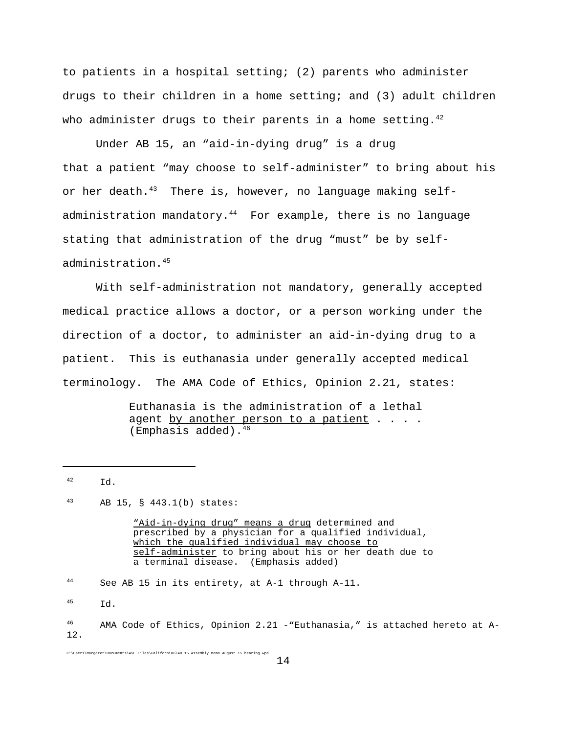to patients in a hospital setting; (2) parents who administer drugs to their children in a home setting; and (3) adult children who administer drugs to their parents in a home setting.[42]

Under AB 15, an "aid-in-dying drug" is a drug that a patient "may choose to self-administer" to bring about his or her death.[43] There is, however, no language making self-administration mandatory.[44] For example, there is no language stating that administration of the drug "must" be by self-administration.[45]

With self-administration not mandatory, generally accepted medical practice allows a doctor, or a person working under the direction of a doctor, to administer an aid-in-dying drug to a patient. This is euthanasia under generally accepted medical terminology. The AMA Code of Ethics, Opinion 2.21, states:

> Euthanasia is the administration of a lethal agent <u>by another person to a patient</u> . . . . (Emphasis added).[46]

---

[42] Id.

[43] AB 15, § 443.1(b) states:

> <u>"Aid-in-dying drug" means a drug</u> determined and prescribed by a physician for a qualified individual, <u>which the qualified individual may choose to self-administer</u> to bring about his or her death due to a terminal disease. (Emphasis added)

[44] See AB 15 in its entirety, at A-1 through A-11.

[45] Id.

[46] AMA Code of Ethics, Opinion 2.21 -"Euthanasia," is attached hereto at A-12.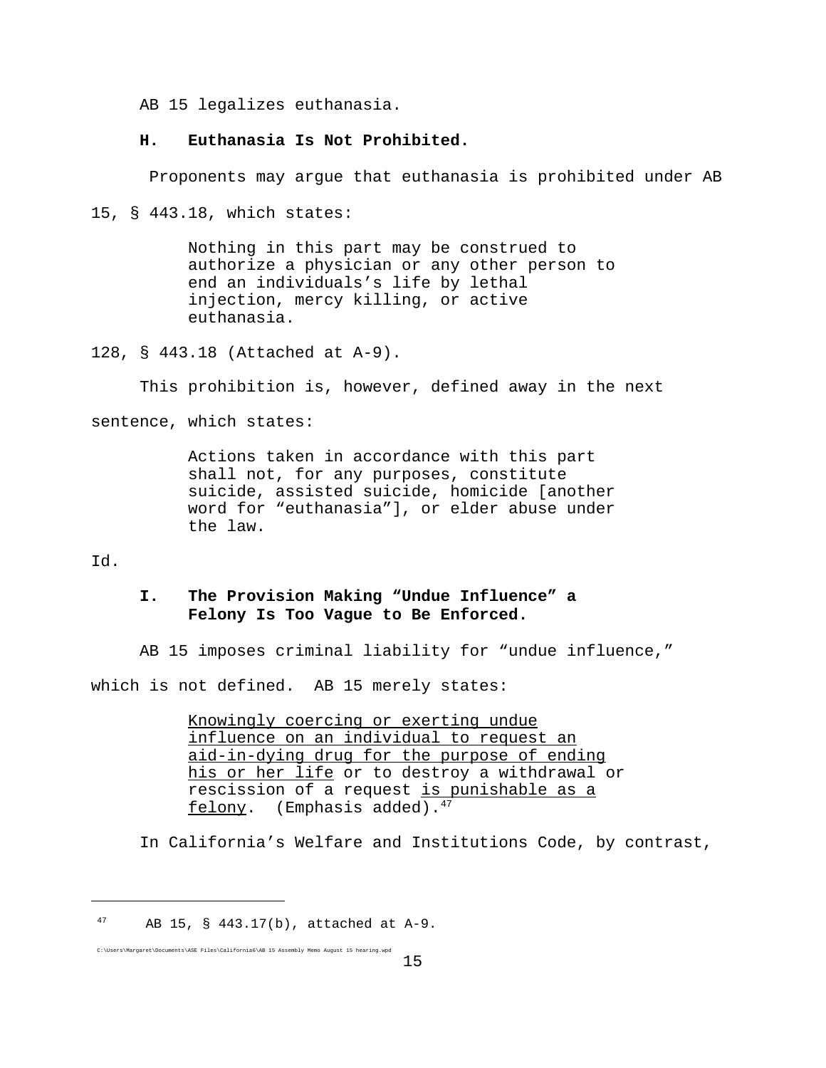AB 15 legalizes euthanasia.

### H. Euthanasia Is Not Prohibited.

Proponents may argue that euthanasia is prohibited under AB 15, § 443.18, which states:

> Nothing in this part may be construed to authorize a physician or any other person to end an individuals's life by lethal injection, mercy killing, or active euthanasia.

128, § 443.18 (Attached at A-9).

This prohibition is, however, defined away in the next sentence, which states:

> Actions taken in accordance with this part shall not, for any purposes, constitute suicide, assisted suicide, homicide [another word for "euthanasia"], or elder abuse under the law.

Id.

### I. The Provision Making "Undue Influence" a Felony Is Too Vague to Be Enforced.

AB 15 imposes criminal liability for "undue influence," which is not defined. AB 15 merely states:

> <u>Knowingly coercing or exerting undue influence on an individual to request an aid-in-dying drug for the purpose of ending his or her life</u> or to destroy a withdrawal or rescission of a request <u>is punishable as a felony</u>. (Emphasis added).[47]

In California's Welfare and Institutions Code, by contrast,

---

[47] AB 15, § 443.17(b), attached at A-9.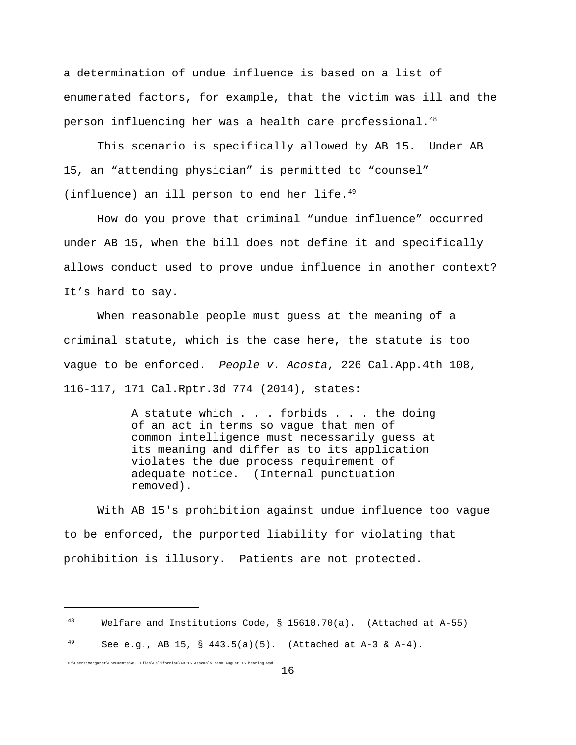a determination of undue influence is based on a list of enumerated factors, for example, that the victim was ill and the person influencing her was a health care professional.[48]

This scenario is specifically allowed by AB 15. Under AB 15, an "attending physician" is permitted to "counsel" (influence) an ill person to end her life.[49]

How do you prove that criminal "undue influence" occurred under AB 15, when the bill does not define it and specifically allows conduct used to prove undue influence in another context? It's hard to say.

When reasonable people must guess at the meaning of a criminal statute, which is the case here, the statute is too vague to be enforced. *People v. Acosta*, 226 Cal.App.4th 108, 116-117, 171 Cal.Rptr.3d 774 (2014), states:

> A statute which . . . forbids . . . the doing of an act in terms so vague that men of common intelligence must necessarily guess at its meaning and differ as to its application violates the due process requirement of adequate notice. (Internal punctuation removed).

With AB 15's prohibition against undue influence too vague to be enforced, the purported liability for violating that prohibition is illusory. Patients are not protected.

---

[48] Welfare and Institutions Code, § 15610.70(a). (Attached at A-55)

[49] See e.g., AB 15, § 443.5(a)(5). (Attached at A-3 & A-4).

C:\Users\Margaret\Documents\ASE Files\California6\AB 15 Assembly Memo August 15 hearing.wpd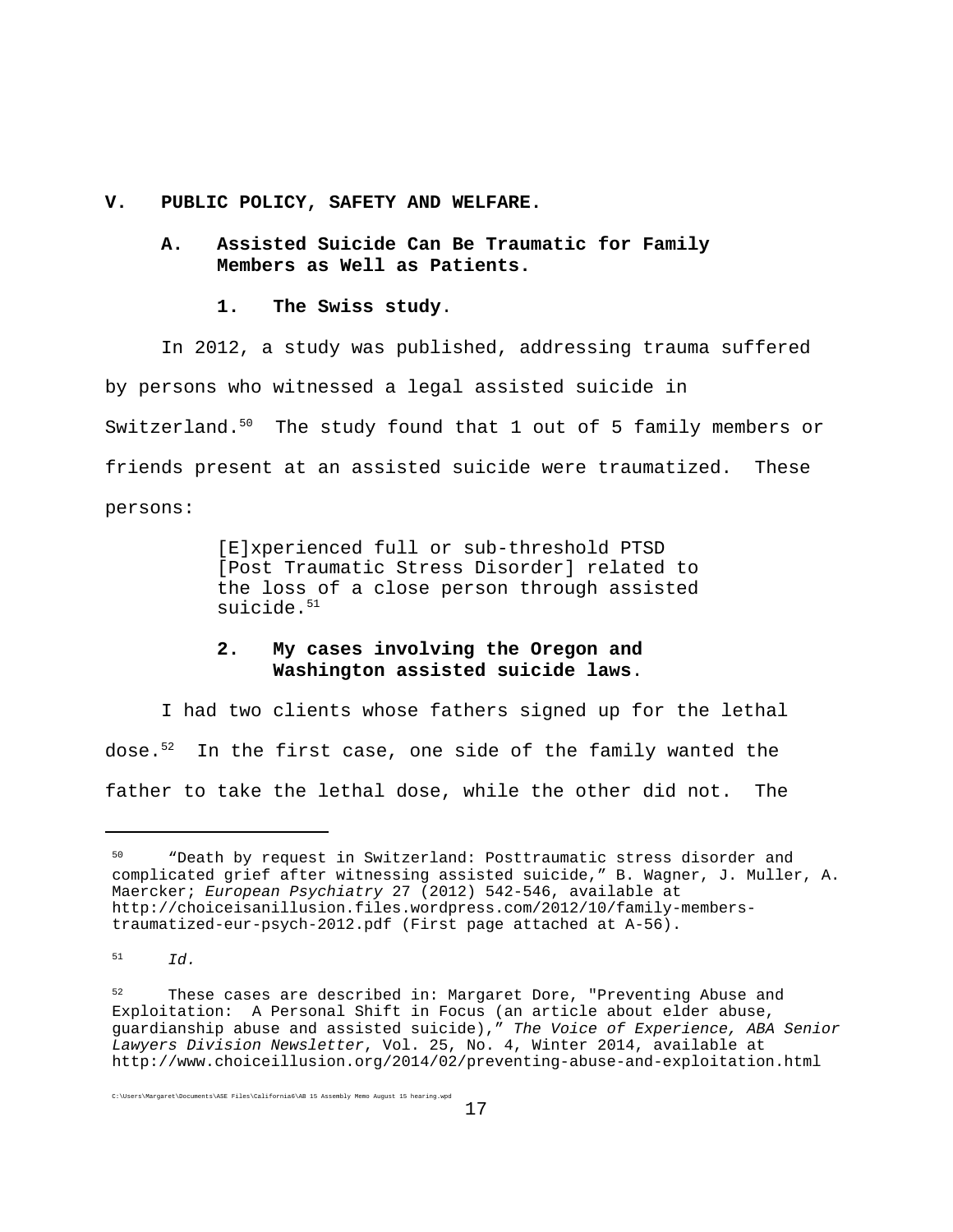## V. PUBLIC POLICY, SAFETY AND WELFARE.

### A. Assisted Suicide Can Be Traumatic for Family Members as Well as Patients.

#### 1. The Swiss study.

In 2012, a study was published, addressing trauma suffered by persons who witnessed a legal assisted suicide in Switzerland.[50] The study found that 1 out of 5 family members or friends present at an assisted suicide were traumatized. These persons:

> [E]xperienced full or sub-threshold PTSD [Post Traumatic Stress Disorder] related to the loss of a close person through assisted suicide.[51]

#### 2. My cases involving the Oregon and Washington assisted suicide laws.

I had two clients whose fathers signed up for the lethal dose.[52] In the first case, one side of the family wanted the father to take the lethal dose, while the other did not. The

---

[50] "Death by request in Switzerland: Posttraumatic stress disorder and complicated grief after witnessing assisted suicide," B. Wagner, J. Muller, A. Maercker; *European Psychiatry* 27 (2012) 542-546, available at http://choiceisanillusion.files.wordpress.com/2012/10/family-members-traumatized-eur-psych-2012.pdf (First page attached at A-56).

[51] *Id.*

[52] These cases are described in: Margaret Dore, "Preventing Abuse and Exploitation: A Personal Shift in Focus (an article about elder abuse, guardianship abuse and assisted suicide)," *The Voice of Experience, ABA Senior Lawyers Division Newsletter*, Vol. 25, No. 4, Winter 2014, available at http://www.choiceillusion.org/2014/02/preventing-abuse-and-exploitation.html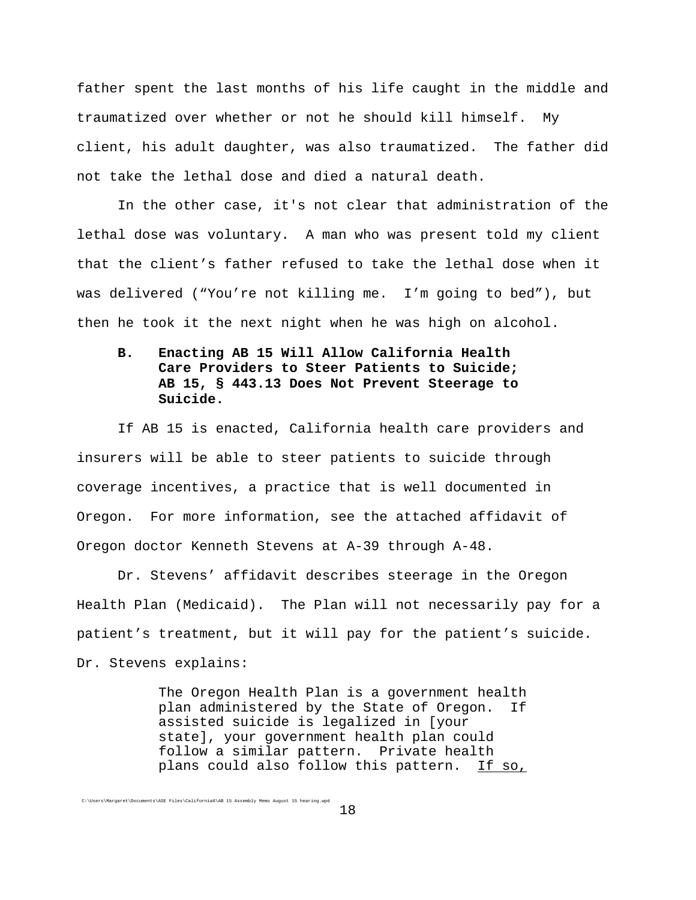father spent the last months of his life caught in the middle and traumatized over whether or not he should kill himself. My client, his adult daughter, was also traumatized. The father did not take the lethal dose and died a natural death.

In the other case, it's not clear that administration of the lethal dose was voluntary. A man who was present told my client that the client's father refused to take the lethal dose when it was delivered ("You're not killing me. I'm going to bed"), but then he took it the next night when he was high on alcohol.

### B. Enacting AB 15 Will Allow California Health Care Providers to Steer Patients to Suicide; AB 15, § 443.13 Does Not Prevent Steerage to Suicide.

If AB 15 is enacted, California health care providers and insurers will be able to steer patients to suicide through coverage incentives, a practice that is well documented in Oregon. For more information, see the attached affidavit of Oregon doctor Kenneth Stevens at A-39 through A-48.

Dr. Stevens' affidavit describes steerage in the Oregon Health Plan (Medicaid). The Plan will not necessarily pay for a patient's treatment, but it will pay for the patient's suicide. Dr. Stevens explains:

> The Oregon Health Plan is a government health plan administered by the State of Oregon. If assisted suicide is legalized in [your state], your government health plan could follow a similar pattern. Private health plans could also follow this pattern. <u>If so,</u>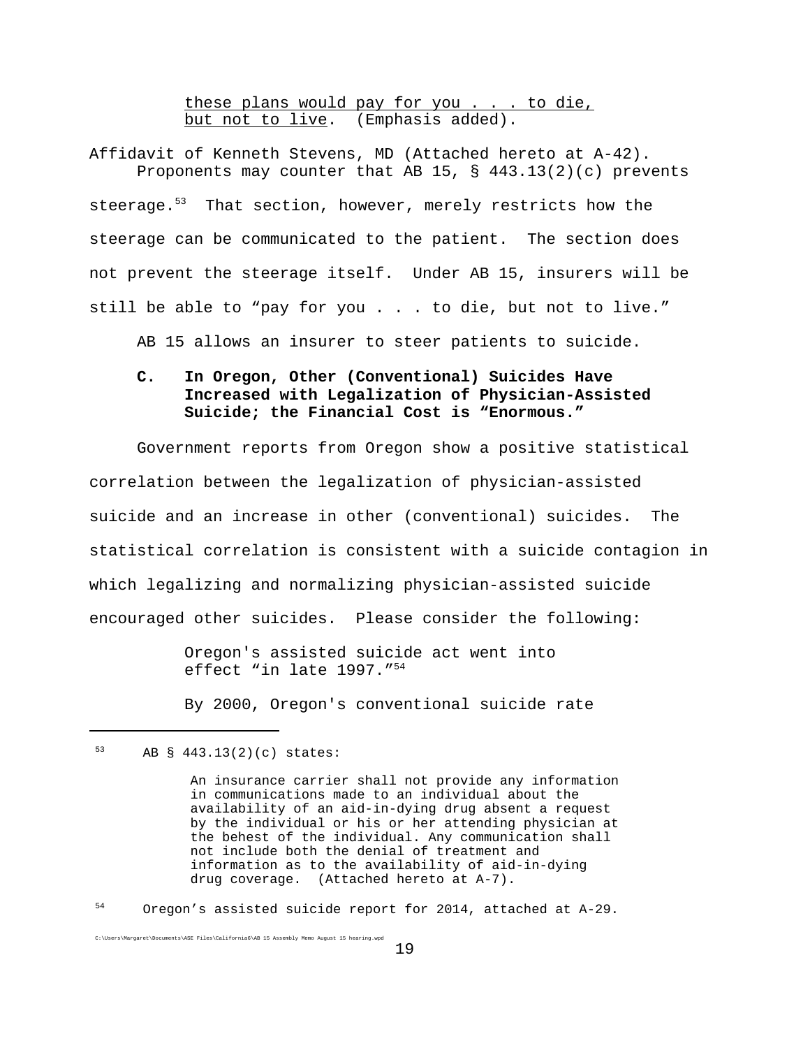> these plans would pay for you . . . to die, but not to live. (Emphasis added).

Affidavit of Kenneth Stevens, MD (Attached hereto at A-42).

Proponents may counter that AB 15, § 443.13(2)(c) prevents steerage.[53] That section, however, merely restricts how the steerage can be communicated to the patient. The section does not prevent the steerage itself. Under AB 15, insurers will be still be able to "pay for you . . . to die, but not to live."

AB 15 allows an insurer to steer patients to suicide.

### C. In Oregon, Other (Conventional) Suicides Have Increased with Legalization of Physician-Assisted Suicide; the Financial Cost is "Enormous."

Government reports from Oregon show a positive statistical correlation between the legalization of physician-assisted suicide and an increase in other (conventional) suicides. The statistical correlation is consistent with a suicide contagion in which legalizing and normalizing physician-assisted suicide encouraged other suicides. Please consider the following:

> Oregon's assisted suicide act went into effect "in late 1997."[54]
>
> By 2000, Oregon's conventional suicide rate

---

[53] AB § 443.13(2)(c) states:

> An insurance carrier shall not provide any information in communications made to an individual about the availability of an aid-in-dying drug absent a request by the individual or his or her attending physician at the behest of the individual. Any communication shall not include both the denial of treatment and information as to the availability of aid-in-dying drug coverage. (Attached hereto at A-7).

[54] Oregon's assisted suicide report for 2014, attached at A-29.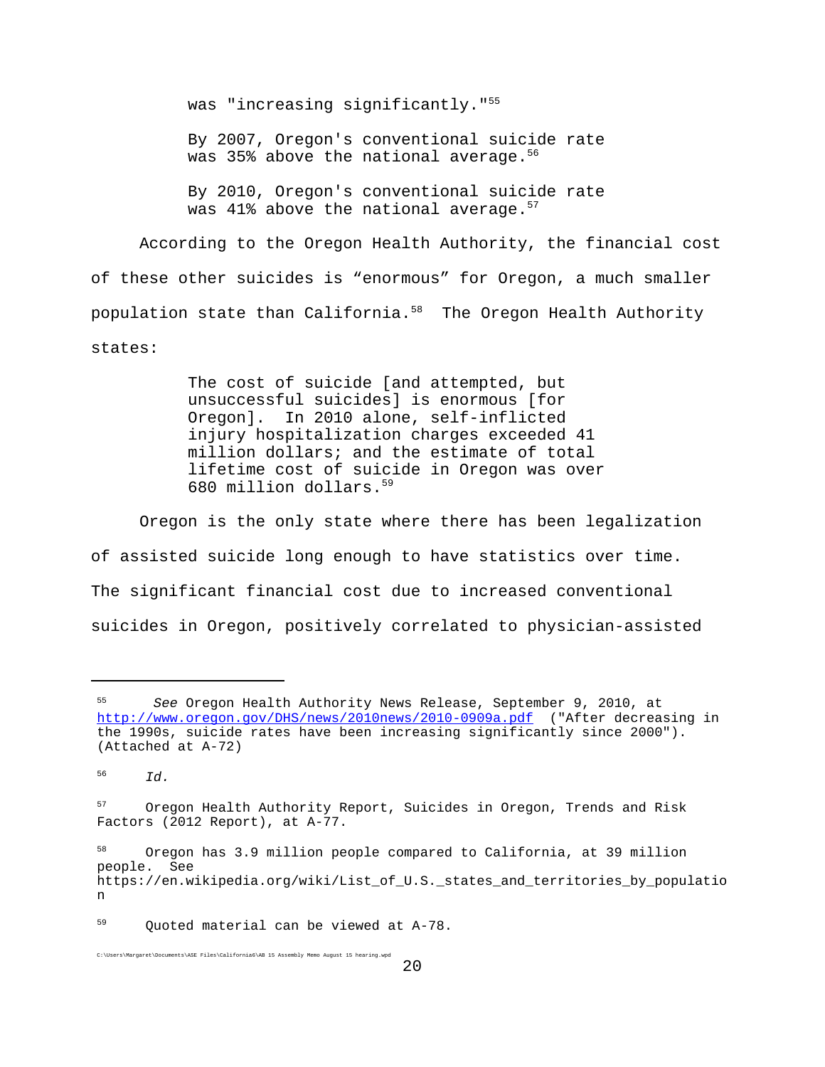> was "increasing significantly."[55]
>
> By 2007, Oregon's conventional suicide rate was 35% above the national average.[56]
>
> By 2010, Oregon's conventional suicide rate was 41% above the national average.[57]

According to the Oregon Health Authority, the financial cost of these other suicides is "enormous" for Oregon, a much smaller population state than California.[58] The Oregon Health Authority states:

> The cost of suicide [and attempted, but unsuccessful suicides] is enormous [for Oregon]. In 2010 alone, self-inflicted injury hospitalization charges exceeded 41 million dollars; and the estimate of total lifetime cost of suicide in Oregon was over 680 million dollars.[59]

Oregon is the only state where there has been legalization of assisted suicide long enough to have statistics over time. The significant financial cost due to increased conventional suicides in Oregon, positively correlated to physician-assisted

---

[55] *See* Oregon Health Authority News Release, September 9, 2010, at http://www.oregon.gov/DHS/news/2010news/2010-0909a.pdf ("After decreasing in the 1990s, suicide rates have been increasing significantly since 2000"). (Attached at A-72)

[56] *Id.*

[57] Oregon Health Authority Report, Suicides in Oregon, Trends and Risk Factors (2012 Report), at A-77.

[58] Oregon has 3.9 million people compared to California, at 39 million people. See https://en.wikipedia.org/wiki/List_of_U.S._states_and_territories_by_population

[59] Quoted material can be viewed at A-78.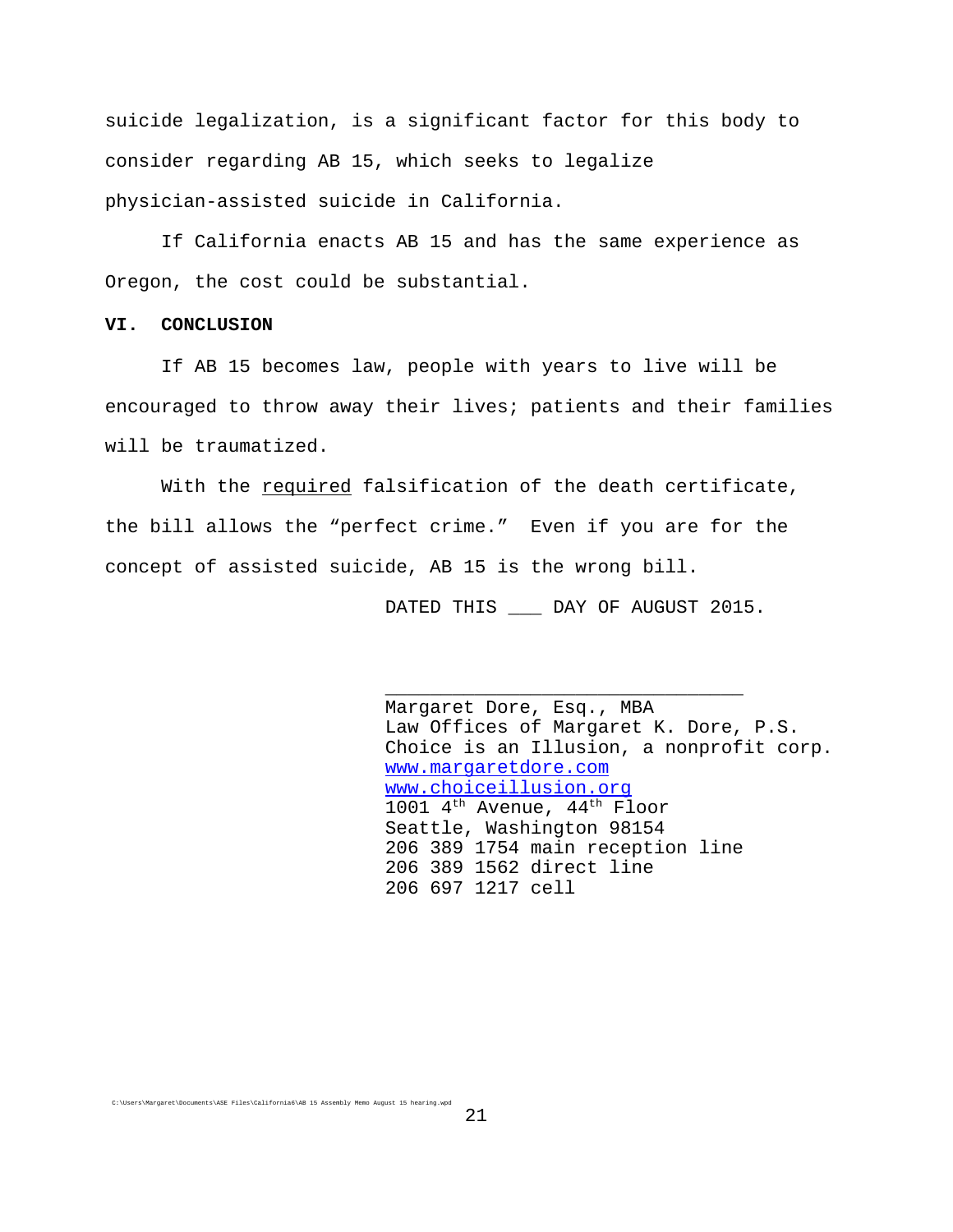suicide legalization, is a significant factor for this body to consider regarding AB 15, which seeks to legalize physician-assisted suicide in California.

If California enacts AB 15 and has the same experience as Oregon, the cost could be substantial.

## VI. CONCLUSION

If AB 15 becomes law, people with years to live will be encouraged to throw away their lives; patients and their families will be traumatized.

With the <u>required</u> falsification of the death certificate, the bill allows the "perfect crime." Even if you are for the concept of assisted suicide, AB 15 is the wrong bill.

DATED THIS ___ DAY OF AUGUST 2015.

_________________________________

Margaret Dore, Esq., MBA
Law Offices of Margaret K. Dore, P.S.
Choice is an Illusion, a nonprofit corp.
www.margaretdore.com
www.choiceillusion.org
1001 4th Avenue, 44th Floor
Seattle, Washington 98154
206 389 1754 main reception line
206 389 1562 direct line
206 697 1217 cell

C:\Users\Margaret\Documents\ASE Files\California6\AB 15 Assembly Memo August 15 hearing.wpd